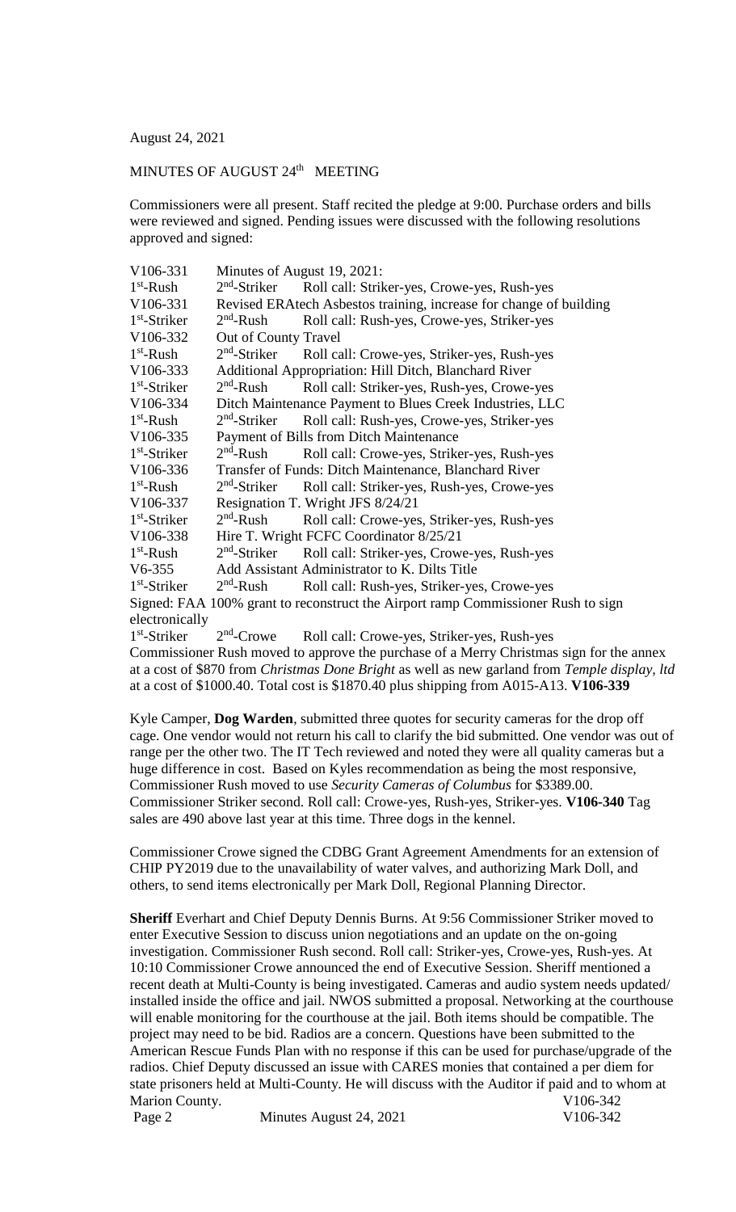August 24, 2021

MINUTES OF AUGUST 24th MEETING

Commissioners were all present. Staff recited the pledge at 9:00. Purchase orders and bills were reviewed and signed. Pending issues were discussed with the following resolutions approved and signed:

| | | |
|---|---|---|
| V106-331 | Minutes of August 19, 2021: | |
| 1st-Rush | 2nd-Striker | Roll call: Striker-yes, Crowe-yes, Rush-yes |
| V106-331 | Revised ERAtech Asbestos training, increase for change of building | |
| 1st-Striker | 2nd-Rush | Roll call: Rush-yes, Crowe-yes, Striker-yes |
| V106-332 | Out of County Travel | |
| 1st-Rush | 2nd-Striker | Roll call: Crowe-yes, Striker-yes, Rush-yes |
| V106-333 | Additional Appropriation: Hill Ditch, Blanchard River | |
| 1st-Striker | 2nd-Rush | Roll call: Striker-yes, Rush-yes, Crowe-yes |
| V106-334 | Ditch Maintenance Payment to Blues Creek Industries, LLC | |
| 1st-Rush | 2nd-Striker | Roll call: Rush-yes, Crowe-yes, Striker-yes |
| V106-335 | Payment of Bills from Ditch Maintenance | |
| 1st-Striker | 2nd-Rush | Roll call: Crowe-yes, Striker-yes, Rush-yes |
| V106-336 | Transfer of Funds: Ditch Maintenance, Blanchard River | |
| 1st-Rush | 2nd-Striker | Roll call: Striker-yes, Rush-yes, Crowe-yes |
| V106-337 | Resignation T. Wright JFS 8/24/21 | |
| 1st-Striker | 2nd-Rush | Roll call: Crowe-yes, Striker-yes, Rush-yes |
| V106-338 | Hire T. Wright FCFC Coordinator 8/25/21 | |
| 1st-Rush | 2nd-Striker | Roll call: Striker-yes, Crowe-yes, Rush-yes |
| V6-355 | Add Assistant Administrator to K. Dilts Title | |
| 1st-Striker | 2nd-Rush | Roll call: Rush-yes, Striker-yes, Crowe-yes |

Signed: FAA 100% grant to reconstruct the Airport ramp Commissioner Rush to sign electronically

1st-Striker 2nd-Crowe Roll call: Crowe-yes, Striker-yes, Rush-yes

Commissioner Rush moved to approve the purchase of a Merry Christmas sign for the annex at a cost of $870 from *Christmas Done Bright* as well as new garland from *Temple display, ltd* at a cost of $1000.40. Total cost is $1870.40 plus shipping from A015-A13. **V106-339**

Kyle Camper, **Dog Warden**, submitted three quotes for security cameras for the drop off cage. One vendor would not return his call to clarify the bid submitted. One vendor was out of range per the other two. The IT Tech reviewed and noted they were all quality cameras but a huge difference in cost. Based on Kyles recommendation as being the most responsive, Commissioner Rush moved to use *Security Cameras of Columbus* for $3389.00. Commissioner Striker second. Roll call: Crowe-yes, Rush-yes, Striker-yes. **V106-340** Tag sales are 490 above last year at this time. Three dogs in the kennel.

Commissioner Crowe signed the CDBG Grant Agreement Amendments for an extension of CHIP PY2019 due to the unavailability of water valves, and authorizing Mark Doll, and others, to send items electronically per Mark Doll, Regional Planning Director.

**Sheriff** Everhart and Chief Deputy Dennis Burns. At 9:56 Commissioner Striker moved to enter Executive Session to discuss union negotiations and an update on the on-going investigation. Commissioner Rush second. Roll call: Striker-yes, Crowe-yes, Rush-yes. At 10:10 Commissioner Crowe announced the end of Executive Session. Sheriff mentioned a recent death at Multi-County is being investigated. Cameras and audio system needs updated/ installed inside the office and jail. NWOS submitted a proposal. Networking at the courthouse will enable monitoring for the courthouse at the jail. Both items should be compatible. The project may need to be bid. Radios are a concern. Questions have been submitted to the American Rescue Funds Plan with no response if this can be used for purchase/upgrade of the radios. Chief Deputy discussed an issue with CARES monies that contained a per diem for state prisoners held at Multi-County. He will discuss with the Auditor if paid and to whom at Marion County.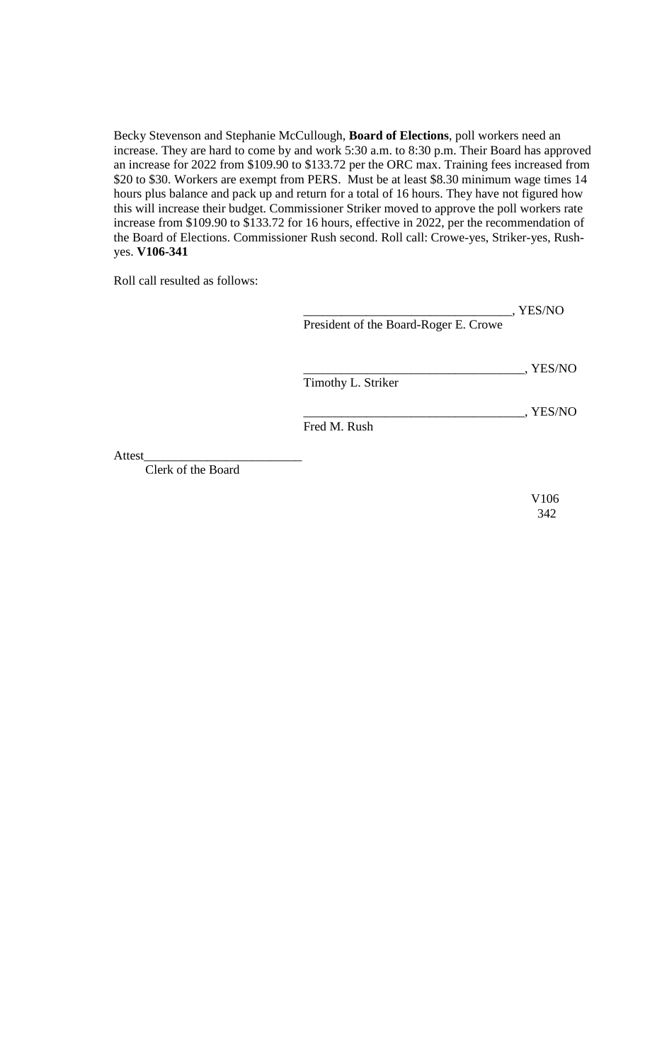Becky Stevenson and Stephanie McCullough, **Board of Elections**, poll workers need an increase. They are hard to come by and work 5:30 a.m. to 8:30 p.m. Their Board has approved an increase for 2022 from $109.90 to $133.72 per the ORC max. Training fees increased from $20 to $30. Workers are exempt from PERS. Must be at least $8.30 minimum wage times 14 hours plus balance and pack up and return for a total of 16 hours. They have not figured how this will increase their budget. Commissioner Striker moved to approve the poll workers rate increase from $109.90 to $133.72 for 16 hours, effective in 2022, per the recommendation of the Board of Elections. Commissioner Rush second. Roll call: Crowe-yes, Striker-yes, Rush-yes. **V106-341**

Roll call resulted as follows:

________________________________, YES/NO
President of the Board-Roger E. Crowe

__________________________________, YES/NO
Timothy L. Striker

__________________________________, YES/NO
Fred M. Rush

Attest________________________
Clerk of the Board

V106
342